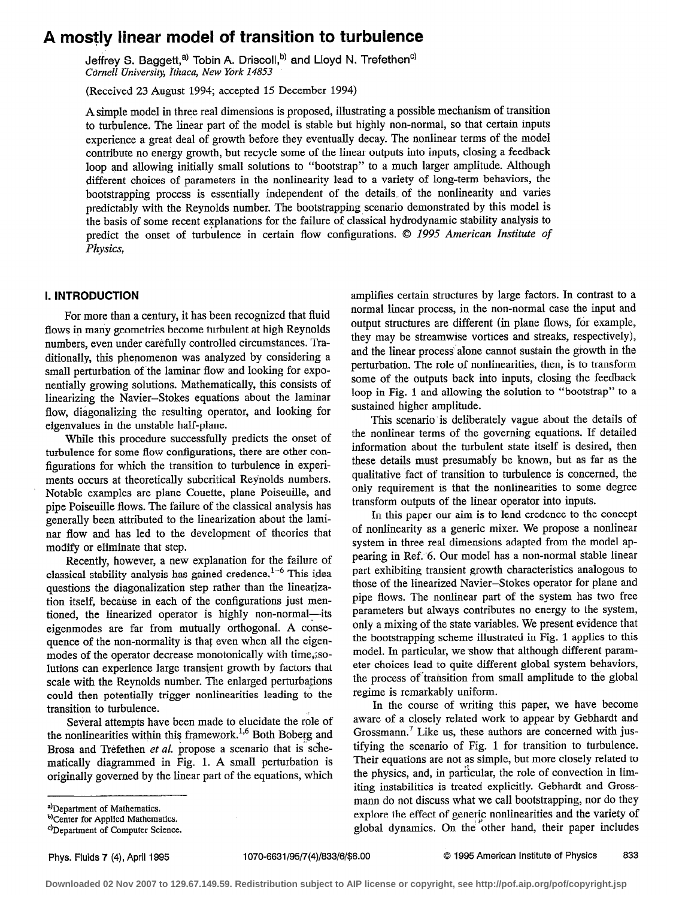# A mostly linear model of transition to turbulence

Jeffrey S. Baggett,[a] Tobin A. Driscoll,[b] and Lloyd N. Trefethen[c]
*Cornell University, Ithaca, New York 14853*

(Received 23 August 1994; accepted 15 December 1994)

A simple model in three real dimensions is proposed, illustrating a possible mechanism of transition to turbulence. The linear part of the model is stable but highly non-normal, so that certain inputs experience a great deal of growth before they eventually decay. The nonlinear terms of the model contribute no energy growth, but recycle some of the linear outputs into inputs, closing a feedback loop and allowing initially small solutions to "bootstrap" to a much larger amplitude. Although different choices of parameters in the nonlinearity lead to a variety of long-term behaviors, the bootstrapping process is essentially independent of the details of the nonlinearity and varies predictably with the Reynolds number. The bootstrapping scenario demonstrated by this model is the basis of some recent explanations for the failure of classical hydrodynamic stability analysis to predict the onset of turbulence in certain flow configurations. © *1995 American Institute of Physics.*

## I. INTRODUCTION

For more than a century, it has been recognized that fluid flows in many geometries become turbulent at high Reynolds numbers, even under carefully controlled circumstances. Traditionally, this phenomenon was analyzed by considering a small perturbation of the laminar flow and looking for exponentially growing solutions. Mathematically, this consists of linearizing the Navier–Stokes equations about the laminar flow, diagonalizing the resulting operator, and looking for eigenvalues in the unstable half-plane.

While this procedure successfully predicts the onset of turbulence for some flow configurations, there are other configurations for which the transition to turbulence in experiments occurs at theoretically subcritical Reynolds numbers. Notable examples are plane Couette, plane Poiseuille, and pipe Poiseuille flows. The failure of the classical analysis has generally been attributed to the linearization about the laminar flow and has led to the development of theories that modify or eliminate that step.

Recently, however, a new explanation for the failure of classical stability analysis has gained credence.[1–6] This idea questions the diagonalization step rather than the linearization itself, because in each of the configurations just mentioned, the linearized operator is highly non-normal—its eigenmodes are far from mutually orthogonal. A consequence of the non-normality is that even when all the eigenmodes of the operator decrease monotonically with time, solutions can experience large transient growth by factors that scale with the Reynolds number. The enlarged perturbations could then potentially trigger nonlinearities leading to the transition to turbulence.

Several attempts have been made to elucidate the role of the nonlinearities within this framework.[1,6] Both Boberg and Brosa and Trefethen *et al.* propose a scenario that is schematically diagrammed in Fig. 1. A small perturbation is originally governed by the linear part of the equations, which amplifies certain structures by large factors. In contrast to a normal linear process, in the non-normal case the input and output structures are different (in plane flows, for example, they may be streamwise vortices and streaks, respectively), and the linear process alone cannot sustain the growth in the perturbation. The role of nonlinearities, then, is to transform some of the outputs back into inputs, closing the feedback loop in Fig. 1 and allowing the solution to "bootstrap" to a sustained higher amplitude.

This scenario is deliberately vague about the details of the nonlinear terms of the governing equations. If detailed information about the turbulent state itself is desired, then these details must presumably be known, but as far as the qualitative fact of transition to turbulence is concerned, the only requirement is that the nonlinearities to some degree transform outputs of the linear operator into inputs.

In this paper our aim is to lend credence to the concept of nonlinearity as a generic mixer. We propose a nonlinear system in three real dimensions adapted from the model appearing in Ref. 6. Our model has a non-normal stable linear part exhibiting transient growth characteristics analogous to those of the linearized Navier–Stokes operator for plane and pipe flows. The nonlinear part of the system has two free parameters but always contributes no energy to the system, only a mixing of the state variables. We present evidence that the bootstrapping scheme illustrated in Fig. 1 applies to this model. In particular, we show that although different parameter choices lead to quite different global system behaviors, the process of transition from small amplitude to the global regime is remarkably uniform.

In the course of writing this paper, we have become aware of a closely related work to appear by Gebhardt and Grossmann.[7] Like us, these authors are concerned with justifying the scenario of Fig. 1 for transition to turbulence. Their equations are not as simple, but more closely related to the physics, and, in particular, the role of convection in limiting instabilities is treated explicitly. Gebhardt and Grossmann do not discuss what we call bootstrapping, nor do they explore the effect of generic nonlinearities and the variety of global dynamics. On the other hand, their paper includes

[a]Department of Mathematics.
[b]Center for Applied Mathematics.
[c]Department of Computer Science.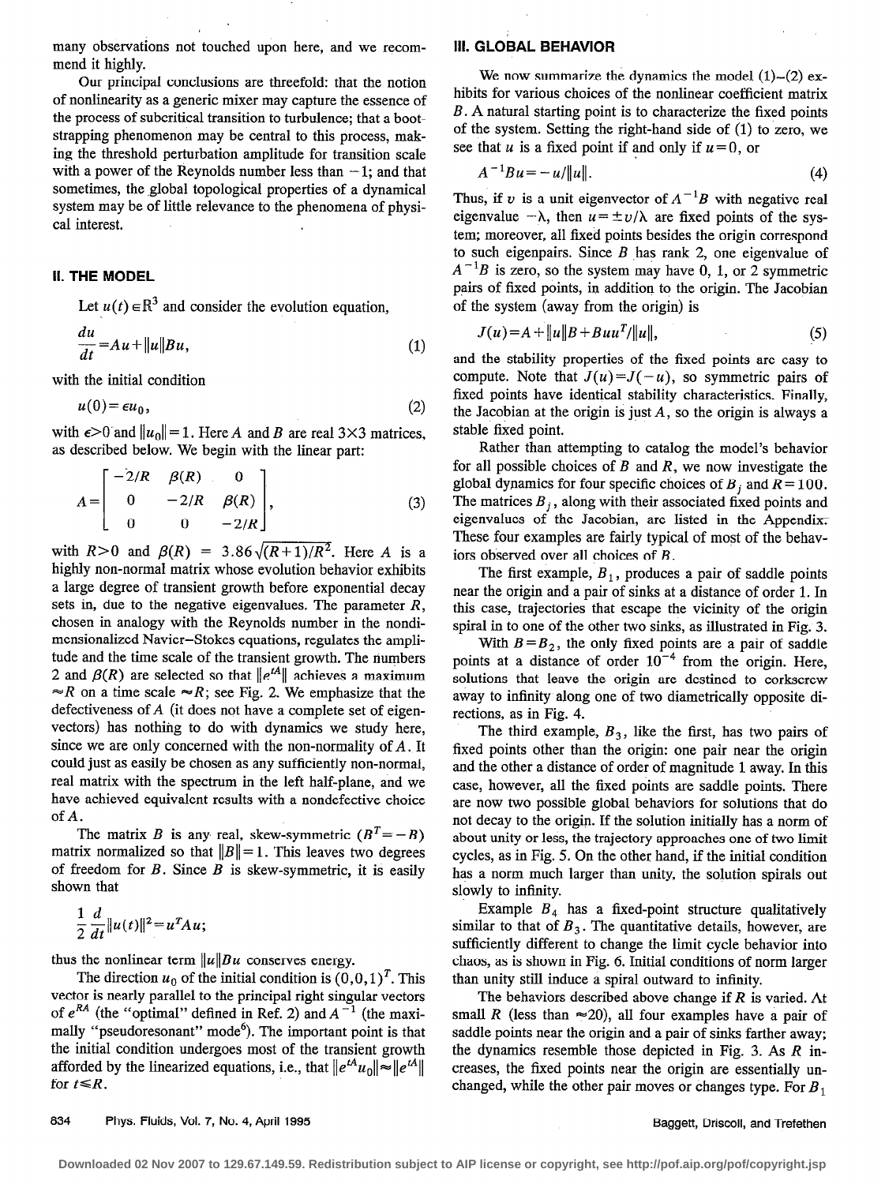many observations not touched upon here, and we recommend it highly.

Our principal conclusions are threefold: that the notion of nonlinearity as a generic mixer may capture the essence of the process of subcritical transition to turbulence; that a bootstrapping phenomenon may be central to this process, making the threshold perturbation amplitude for transition scale with a power of the Reynolds number less than $-1$; and that sometimes, the global topological properties of a dynamical system may be of little relevance to the phenomena of physical interest.

## II. THE MODEL

Let $u(t) \in \mathbb{R}^3$ and consider the evolution equation,

$$\frac{du}{dt} = Au + \|u\|Bu, \tag{1}$$

with the initial condition

$$u(0) = \epsilon u_0, \tag{2}$$

with $\epsilon > 0$ and $\|u_0\| = 1$. Here $A$ and $B$ are real $3 \times 3$ matrices, as described below. We begin with the linear part:

$$A = \begin{bmatrix} -2/R & \beta(R) & 0 \\ 0 & -2/R & \beta(R) \\ 0 & 0 & -2/R \end{bmatrix}, \tag{3}$$

with $R > 0$ and $\beta(R) = 3.86\sqrt{(R+1)/R^2}$. Here $A$ is a highly non-normal matrix whose evolution behavior exhibits a large degree of transient growth before exponential decay sets in, due to the negative eigenvalues. The parameter $R$, chosen in analogy with the Reynolds number in the nondimensionalized Navier–Stokes equations, regulates the amplitude and the time scale of the transient growth. The numbers 2 and $\beta(R)$ are selected so that $\|e^{tA}\|$ achieves a maximum $\approx R$ on a time scale $\approx R$; see Fig. 2. We emphasize that the defectiveness of $A$ (it does not have a complete set of eigenvectors) has nothing to do with dynamics we study here, since we are only concerned with the non-normality of $A$. It could just as easily be chosen as any sufficiently non-normal, real matrix with the spectrum in the left half-plane, and we have achieved equivalent results with a nondefective choice of $A$.

The matrix $B$ is any real, skew-symmetric ($B^T = -B$) matrix normalized so that $\|B\| = 1$. This leaves two degrees of freedom for $B$. Since $B$ is skew-symmetric, it is easily shown that

$$\frac{1}{2}\frac{d}{dt}\|u(t)\|^2 = u^T A u;$$

thus the nonlinear term $\|u\|Bu$ conserves energy.

The direction $u_0$ of the initial condition is $(0,0,1)^T$. This vector is nearly parallel to the principal right singular vectors of $e^{RA}$ (the "optimal" defined in Ref. 2) and $A^{-1}$ (the maximally "pseudoresonant" mode[6]). The important point is that the initial condition undergoes most of the transient growth afforded by the linearized equations, i.e., that $\|e^{tA}u_0\| \approx \|e^{tA}\|$ for $t \leq R$.

## III. GLOBAL BEHAVIOR

We now summarize the dynamics the model (1)–(2) exhibits for various choices of the nonlinear coefficient matrix $B$. A natural starting point is to characterize the fixed points of the system. Setting the right-hand side of (1) to zero, we see that $u$ is a fixed point if and only if $u = 0$, or

$$A^{-1}Bu = -u/\|u\|. \tag{4}$$

Thus, if $v$ is a unit eigenvector of $A^{-1}B$ with negative real eigenvalue $-\lambda$, then $u = \pm v/\lambda$ are fixed points of the system; moreover, all fixed points besides the origin correspond to such eigenpairs. Since $B$ has rank 2, one eigenvalue of $A^{-1}B$ is zero, so the system may have 0, 1, or 2 symmetric pairs of fixed points, in addition to the origin. The Jacobian of the system (away from the origin) is

$$J(u) = A + \|u\|B + Buu^T/\|u\|, \tag{5}$$

and the stability properties of the fixed points are easy to compute. Note that $J(u) = J(-u)$, so symmetric pairs of fixed points have identical stability characteristics. Finally, the Jacobian at the origin is just $A$, so the origin is always a stable fixed point.

Rather than attempting to catalog the model's behavior for all possible choices of $B$ and $R$, we now investigate the global dynamics for four specific choices of $B_j$ and $R = 100$. The matrices $B_j$, along with their associated fixed points and eigenvalues of the Jacobian, are listed in the Appendix. These four examples are fairly typical of most of the behaviors observed over all choices of $B$.

The first example, $B_1$, produces a pair of saddle points near the origin and a pair of sinks at a distance of order 1. In this case, trajectories that escape the vicinity of the origin spiral in to one of the other two sinks, as illustrated in Fig. 3.

With $B = B_2$, the only fixed points are a pair of saddle points at a distance of order $10^{-4}$ from the origin. Here, solutions that leave the origin are destined to corkscrew away to infinity along one of two diametrically opposite directions, as in Fig. 4.

The third example, $B_3$, like the first, has two pairs of fixed points other than the origin: one pair near the origin and the other a distance of order of magnitude 1 away. In this case, however, all the fixed points are saddle points. There are now two possible global behaviors for solutions that do not decay to the origin. If the solution initially has a norm of about unity or less, the trajectory approaches one of two limit cycles, as in Fig. 5. On the other hand, if the initial condition has a norm much larger than unity, the solution spirals out slowly to infinity.

Example $B_4$ has a fixed-point structure qualitatively similar to that of $B_3$. The quantitative details, however, are sufficiently different to change the limit cycle behavior into chaos, as is shown in Fig. 6. Initial conditions of norm larger than unity still induce a spiral outward to infinity.

The behaviors described above change if $R$ is varied. At small $R$ (less than $\approx 20$), all four examples have a pair of saddle points near the origin and a pair of sinks farther away; the dynamics resemble those depicted in Fig. 3. As $R$ increases, the fixed points near the origin are essentially unchanged, while the other pair moves or changes type. For $B_1$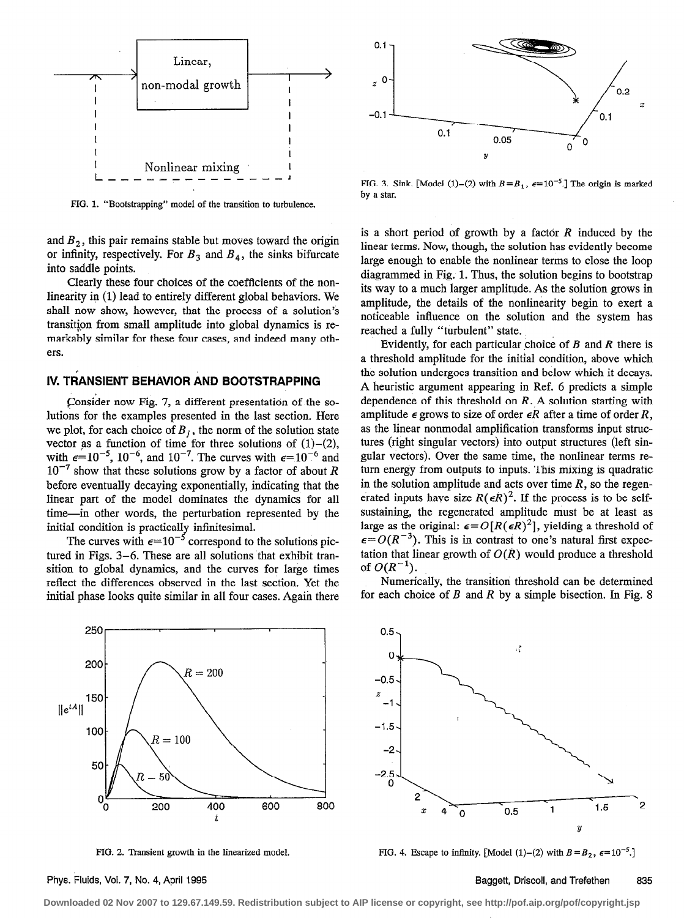FIG. 1. "Bootstrapping" model of the transition to turbulence.

FIG. 3. Sink. [Model (1)–(2) with $B=B_1$, $\epsilon=10^{-5}$.] The origin is marked by a star.

and $B_2$, this pair remains stable but moves toward the origin or infinity, respectively. For $B_3$ and $B_4$, the sinks bifurcate into saddle points.

Clearly these four choices of the coefficients of the nonlinearity in (1) lead to entirely different global behaviors. We shall now show, however, that the process of a solution's transition from small amplitude into global dynamics is remarkably similar for these four cases, and indeed many others.

## IV. TRANSIENT BEHAVIOR AND BOOTSTRAPPING

Consider now Fig. 7, a different presentation of the solutions for the examples presented in the last section. Here we plot, for each choice of $B_j$, the norm of the solution state vector as a function of time for three solutions of (1)–(2), with $\epsilon=10^{-5}$, $10^{-6}$, and $10^{-7}$. The curves with $\epsilon=10^{-6}$ and $10^{-7}$ show that these solutions grow by a factor of about $R$ before eventually decaying exponentially, indicating that the linear part of the model dominates the dynamics for all time—in other words, the perturbation represented by the initial condition is practically infinitesimal.

The curves with $\epsilon=10^{-5}$ correspond to the solutions pictured in Figs. 3–6. These are all solutions that exhibit transition to global dynamics, and the curves for large times reflect the differences observed in the last section. Yet the initial phase looks quite similar in all four cases. Again there is a short period of growth by a factor $R$ induced by the linear terms. Now, though, the solution has evidently become large enough to enable the nonlinear terms to close the loop diagrammed in Fig. 1. Thus, the solution begins to bootstrap its way to a much larger amplitude. As the solution grows in amplitude, the details of the nonlinearity begin to exert a noticeable influence on the solution and the system has reached a fully "turbulent" state.

Evidently, for each particular choice of $B$ and $R$ there is a threshold amplitude for the initial condition, above which the solution undergoes transition and below which it decays. A heuristic argument appearing in Ref. 6 predicts a simple dependence of this threshold on $R$. A solution starting with amplitude $\epsilon$ grows to size of order $\epsilon R$ after a time of order $R$, as the linear nonmodal amplification transforms input structures (right singular vectors) into output structures (left singular vectors). Over the same time, the nonlinear terms return energy from outputs to inputs. This mixing is quadratic in the solution amplitude and acts over time $R$, so the regenerated inputs have size $R(\epsilon R)^2$. If the process is to be self-sustaining, the regenerated amplitude must be at least as large as the original: $\epsilon=O[R(\epsilon R)^2]$, yielding a threshold of $\epsilon=O(R^{-3})$. This is in contrast to one's natural first expectation that linear growth of $O(R)$ would produce a threshold of $O(R^{-1})$.

Numerically, the transition threshold can be determined for each choice of $B$ and $R$ by a simple bisection. In Fig. 8

FIG. 2. Transient growth in the linearized model.

FIG. 4. Escape to infinity. [Model (1)–(2) with $B=B_2$, $\epsilon=10^{-5}$.]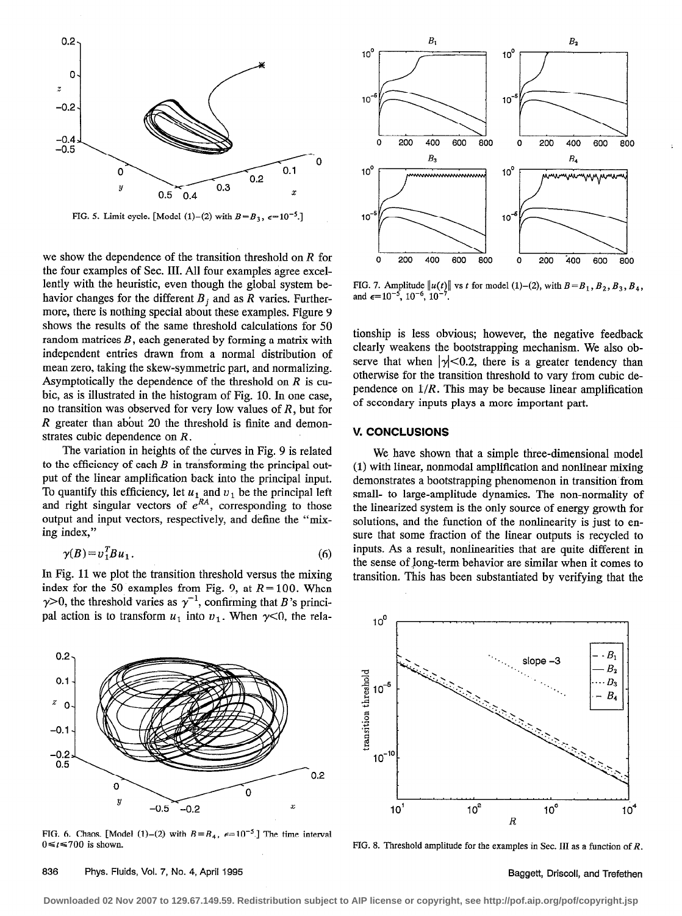FIG. 5. Limit cycle. [Model (1)–(2) with $B=B_3$, $\epsilon=10^{-5}$.]

we show the dependence of the transition threshold on $R$ for the four examples of Sec. III. All four examples agree excellently with the heuristic, even though the global system behavior changes for the different $B_j$ and as $R$ varies. Furthermore, there is nothing special about these examples. Figure 9 shows the results of the same threshold calculations for 50 random matrices $B$, each generated by forming a matrix with independent entries drawn from a normal distribution of mean zero, taking the skew-symmetric part, and normalizing. Asymptotically the dependence of the threshold on $R$ is cubic, as is illustrated in the histogram of Fig. 10. In one case, no transition was observed for very low values of $R$, but for $R$ greater than about 20 the threshold is finite and demonstrates cubic dependence on $R$.

The variation in heights of the curves in Fig. 9 is related to the efficiency of each $B$ in transforming the principal output of the linear amplification back into the principal input. To quantify this efficiency, let $u_1$ and $v_1$ be the principal left and right singular vectors of $e^{RA}$, corresponding to those output and input vectors, respectively, and define the "mixing index,"

$$\gamma(B)=v_1^T B u_1. \tag{6}$$

In Fig. 11 we plot the transition threshold versus the mixing index for the 50 examples from Fig. 9, at $R=100$. When $\gamma>0$, the threshold varies as $\gamma^{-1}$, confirming that $B$'s principal action is to transform $u_1$ into $v_1$. When $\gamma<0$, the relationship is less obvious; however, the negative feedback clearly weakens the bootstrapping mechanism. We also observe that when $|\gamma|<0.2$, there is a greater tendency than otherwise for the transition threshold to vary from cubic dependence on $1/R$. This may be because linear amplification of secondary inputs plays a more important part.

FIG. 6. Chaos. [Model (1)–(2) with $B=B_4$, $\epsilon=10^{-5}$.] The time interval $0\leq t\leq 700$ is shown.

FIG. 7. Amplitude $\|u(t)\|$ vs $t$ for model (1)–(2), with $B=B_1, B_2, B_3, B_4$, and $\epsilon=10^{-5}$, $10^{-6}$, $10^{-7}$.

## V. CONCLUSIONS

We have shown that a simple three-dimensional model (1) with linear, nonmodal amplification and nonlinear mixing demonstrates a bootstrapping phenomenon in transition from small- to large-amplitude dynamics. The non-normality of the linearized system is the only source of energy growth for solutions, and the function of the nonlinearity is just to ensure that some fraction of the linear outputs is recycled to inputs. As a result, nonlinearities that are quite different in the sense of long-term behavior are similar when it comes to transition. This has been substantiated by verifying that the

FIG. 8. Threshold amplitude for the examples in Sec. III as a function of $R$.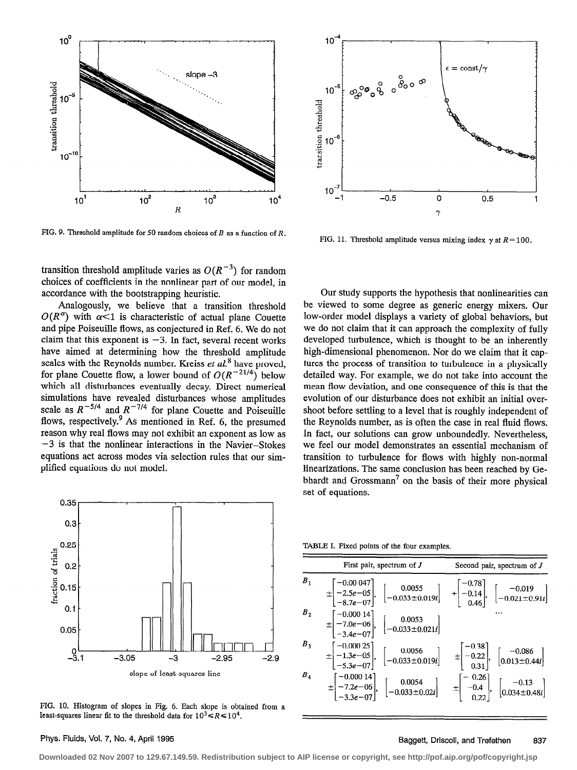FIG. 9. Threshold amplitude for 50 random choices of $B$ as a function of $R$.

transition threshold amplitude varies as $O(R^{-3})$ for random choices of coefficients in the nonlinear part of our model, in accordance with the bootstrapping heuristic.

Analogously, we believe that a transition threshold $O(R^{\alpha})$ with $\alpha<1$ is characteristic of actual plane Couette and pipe Poiseuille flows, as conjectured in Ref. 6. We do not claim that this exponent is $-3$. In fact, several recent works have aimed at determining how the threshold amplitude scales with the Reynolds number. Kreiss *et al.*[8] have proved, for plane Couette flow, a lower bound of $O(R^{-21/4})$ below which all disturbances eventually decay. Direct numerical simulations have revealed disturbances whose amplitudes scale as $R^{-5/4}$ and $R^{-7/4}$ for plane Couette and Poiseuille flows, respectively.[9] As mentioned in Ref. 6, the presumed reason why real flows may not exhibit an exponent as low as $-3$ is that the nonlinear interactions in the Navier–Stokes equations act across modes via selection rules that our simplified equations do not model.

FIG. 10. Histogram of slopes in Fig. 6. Each slope is obtained from a least-squares linear fit to the threshold data for $10^3 \leq R \leq 10^4$.

FIG. 11. Threshold amplitude versus mixing index $\gamma$ at $R=100$.

Our study supports the hypothesis that nonlinearities can be viewed to some degree as generic energy mixers. Our low-order model displays a variety of global behaviors, but we do not claim that it can approach the complexity of fully developed turbulence, which is thought to be an inherently high-dimensional phenomenon. Nor do we claim that it captures the process of transition to turbulence in a physically detailed way. For example, we do not take into account the mean flow deviation, and one consequence of this is that the evolution of our disturbance does not exhibit an initial overshoot before settling to a level that is roughly independent of the Reynolds number, as is often the case in real fluid flows. In fact, our solutions can grow unboundedly. Nevertheless, we feel our model demonstrates an essential mechanism of transition to turbulence for flows with highly non-normal linearizations. The same conclusion has been reached by Gebhardt and Grossmann[7] on the basis of their more physical set of equations.

TABLE I. Fixed points of the four examples.

| | First pair, spectrum of $J$ | Second pair, spectrum of $J$ |
|---|---|---|
| $B_1$ | $\pm\begin{bmatrix}-0.00047\\-2.5e{-}05\\-8.7e{-}07\end{bmatrix}$, $\begin{bmatrix}0.0055\\-0.033\pm0.019i\end{bmatrix}$ | $+\begin{bmatrix}-0.78\\-0.14\\0.46\end{bmatrix}$, $\begin{bmatrix}-0.019\\-0.021\pm0.91i\end{bmatrix}$ |
| $B_2$ | $\pm\begin{bmatrix}-0.00014\\-7.0e{-}06\\-3.4e{-}07\end{bmatrix}$, $\begin{bmatrix}0.0053\\-0.033\pm0.021i\end{bmatrix}$ | ... |
| $B_3$ | $\pm\begin{bmatrix}-0.00025\\-1.3e{-}05\\-5.3e{-}07\end{bmatrix}$, $\begin{bmatrix}0.0056\\-0.033\pm0.019i\end{bmatrix}$ | $\pm\begin{bmatrix}-0.38\\-0.22\\0.31\end{bmatrix}$, $\begin{bmatrix}-0.086\\0.013\pm0.44i\end{bmatrix}$ |
| $B_4$ | $\pm\begin{bmatrix}-0.00014\\-7.2e{-}06\\-3.3e{-}07\end{bmatrix}$, $\begin{bmatrix}0.0054\\-0.033\pm0.02i\end{bmatrix}$ | $\pm\begin{bmatrix}-0.26\\-0.4\\0.22\end{bmatrix}$, $\begin{bmatrix}-0.13\\0.034\pm0.48i\end{bmatrix}$ |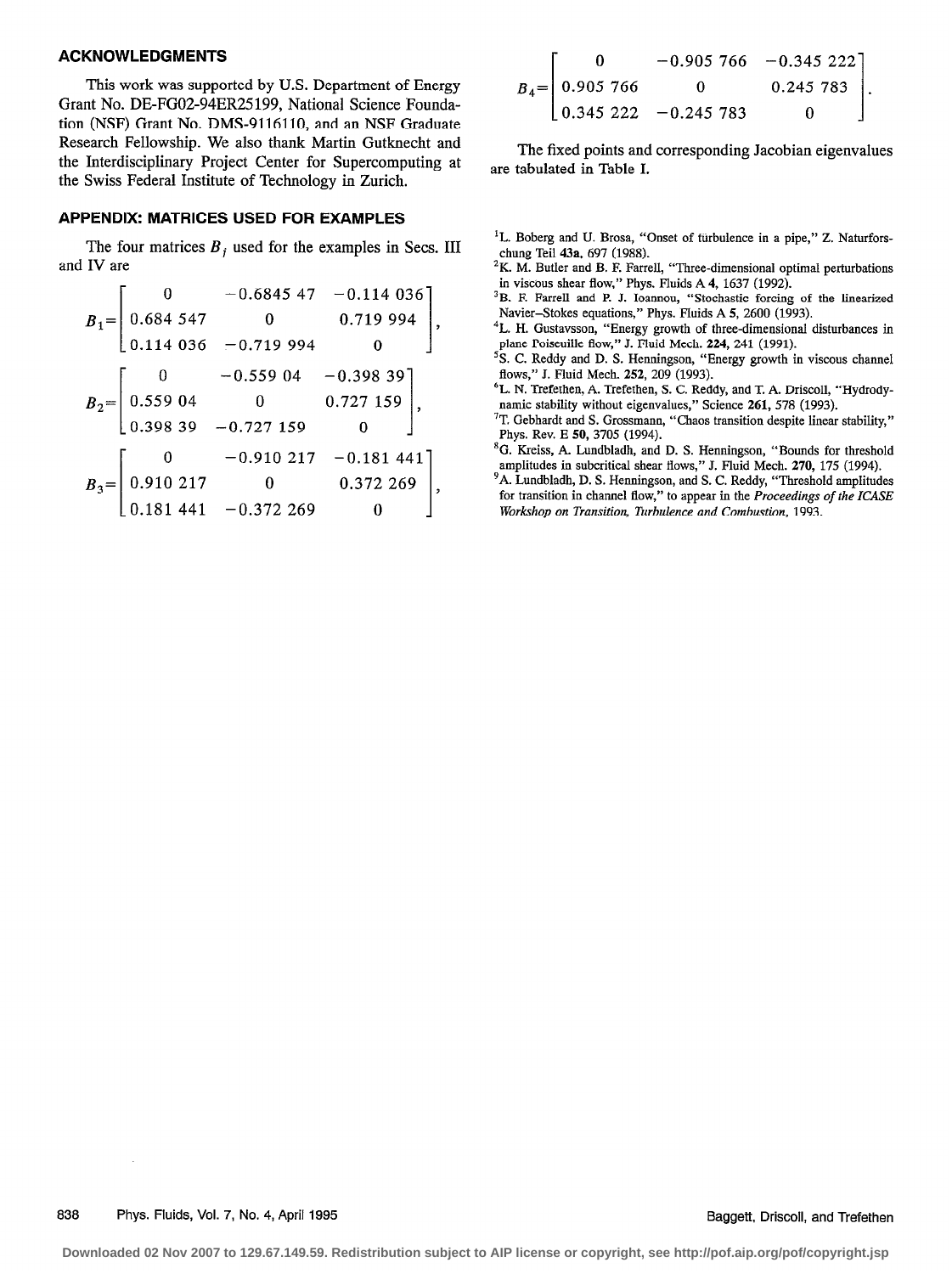## ACKNOWLEDGMENTS

This work was supported by U.S. Department of Energy Grant No. DE-FG02-94ER25199, National Science Foundation (NSF) Grant No. DMS-9116110, and an NSF Graduate Research Fellowship. We also thank Martin Gutknecht and the Interdisciplinary Project Center for Supercomputing at the Swiss Federal Institute of Technology in Zurich.

## APPENDIX: MATRICES USED FOR EXAMPLES

The four matrices $B_j$ used for the examples in Secs. III and IV are

$$B_1 = \begin{bmatrix} 0 & -0.684547 & -0.114036 \\ 0.684547 & 0 & 0.719994 \\ 0.114036 & -0.719994 & 0 \end{bmatrix},$$

$$B_2 = \begin{bmatrix} 0 & -0.55904 & -0.39839 \\ 0.55904 & 0 & 0.727159 \\ 0.39839 & -0.727159 & 0 \end{bmatrix},$$

$$B_3 = \begin{bmatrix} 0 & -0.910217 & -0.181441 \\ 0.910217 & 0 & 0.372269 \\ 0.181441 & -0.372269 & 0 \end{bmatrix},$$

$$B_4 = \begin{bmatrix} 0 & -0.905766 & -0.345222 \\ 0.905766 & 0 & 0.245783 \\ 0.345222 & -0.245783 & 0 \end{bmatrix}.$$

The fixed points and corresponding Jacobian eigenvalues are tabulated in Table I.

[1] L. Boberg and U. Brosa, "Onset of turbulence in a pipe," Z. Naturforschung Teil **43a**, 697 (1988).

[2] K. M. Butler and B. F. Farrell, "Three-dimensional optimal perturbations in viscous shear flow," Phys. Fluids A **4**, 1637 (1992).

[3] B. F. Farrell and P. J. Ioannou, "Stochastic forcing of the linearized Navier–Stokes equations," Phys. Fluids A **5**, 2600 (1993).

[4] L. H. Gustavsson, "Energy growth of three-dimensional disturbances in plane Poiseuille flow," J. Fluid Mech. **224**, 241 (1991).

[5] S. C. Reddy and D. S. Henningson, "Energy growth in viscous channel flows," J. Fluid Mech. **252**, 209 (1993).

[6] L. N. Trefethen, A. Trefethen, S. C. Reddy, and T. A. Driscoll, "Hydrodynamic stability without eigenvalues," Science **261**, 578 (1993).

[7] T. Gebhardt and S. Grossmann, "Chaos transition despite linear stability," Phys. Rev. E **50**, 3705 (1994).

[8] G. Kreiss, A. Lundbladh, and D. S. Henningson, "Bounds for threshold amplitudes in subcritical shear flows," J. Fluid Mech. **270**, 175 (1994).

[9] A. Lundbladh, D. S. Henningson, and S. C. Reddy, "Threshold amplitudes for transition in channel flow," to appear in the *Proceedings of the ICASE Workshop on Transition, Turbulence and Combustion*, 1993.